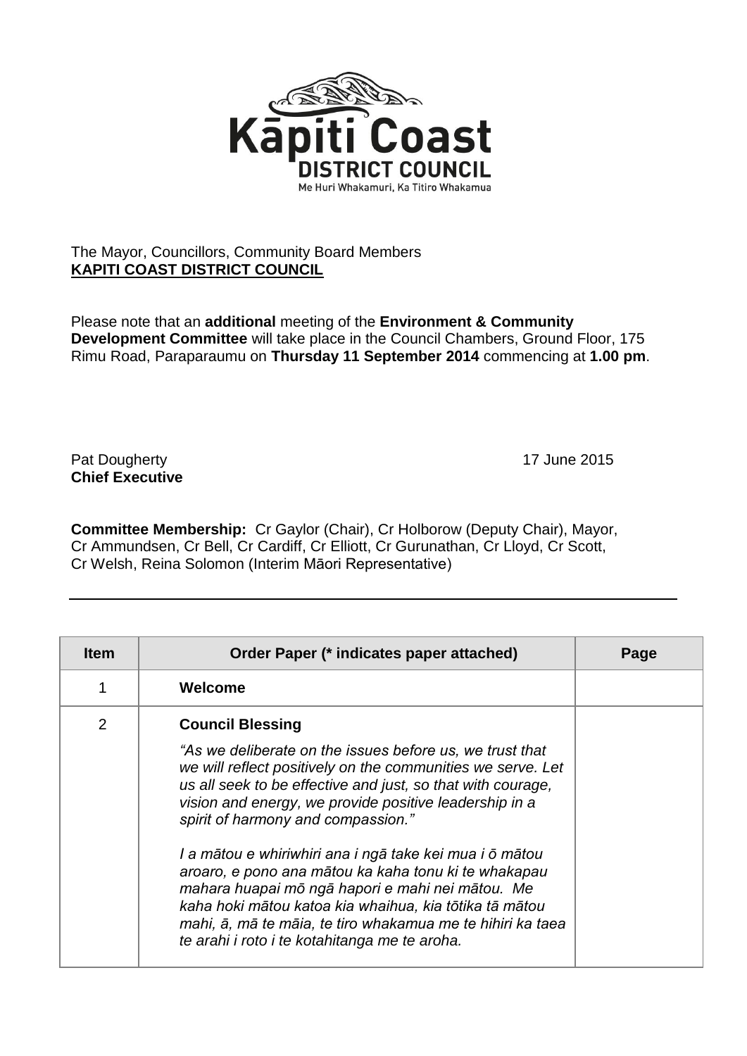Kāpiti Coast
DISTRICT COUNCIL
Me Huri Whakamuri, Ka Titiro Whakamua

The Mayor, Councillors, Community Board Members
**KAPITI COAST DISTRICT COUNCIL**

Please note that an **additional** meeting of the **Environment & Community Development Committee** will take place in the Council Chambers, Ground Floor, 175 Rimu Road, Paraparaumu on **Thursday 11 September 2014** commencing at **1.00 pm**.

Pat Dougherty
**Chief Executive**

17 June 2015

**Committee Membership:** Cr Gaylor (Chair), Cr Holborow (Deputy Chair), Mayor, Cr Ammundsen, Cr Bell, Cr Cardiff, Cr Elliott, Cr Gurunathan, Cr Lloyd, Cr Scott, Cr Welsh, Reina Solomon (Interim Māori Representative)

| Item | Order Paper (* indicates paper attached) | Page |
|---|---|---|
| 1 | **Welcome** | |
| 2 | **Council Blessing**<br>*"As we deliberate on the issues before us, we trust that we will reflect positively on the communities we serve. Let us all seek to be effective and just, so that with courage, vision and energy, we provide positive leadership in a spirit of harmony and compassion."*<br>*I a mātou e whiriwhiri ana i ngā take kei mua i ō mātou aroaro, e pono ana mātou ka kaha tonu ki te whakapau mahara huapai mō ngā hapori e mahi nei mātou. Me kaha hoki mātou katoa kia whaihua, kia tōtika tā mātou mahi, ā, mā te māia, te tiro whakamua me te hihiri ka taea te arahi i roto i te kotahitanga me te aroha.* | |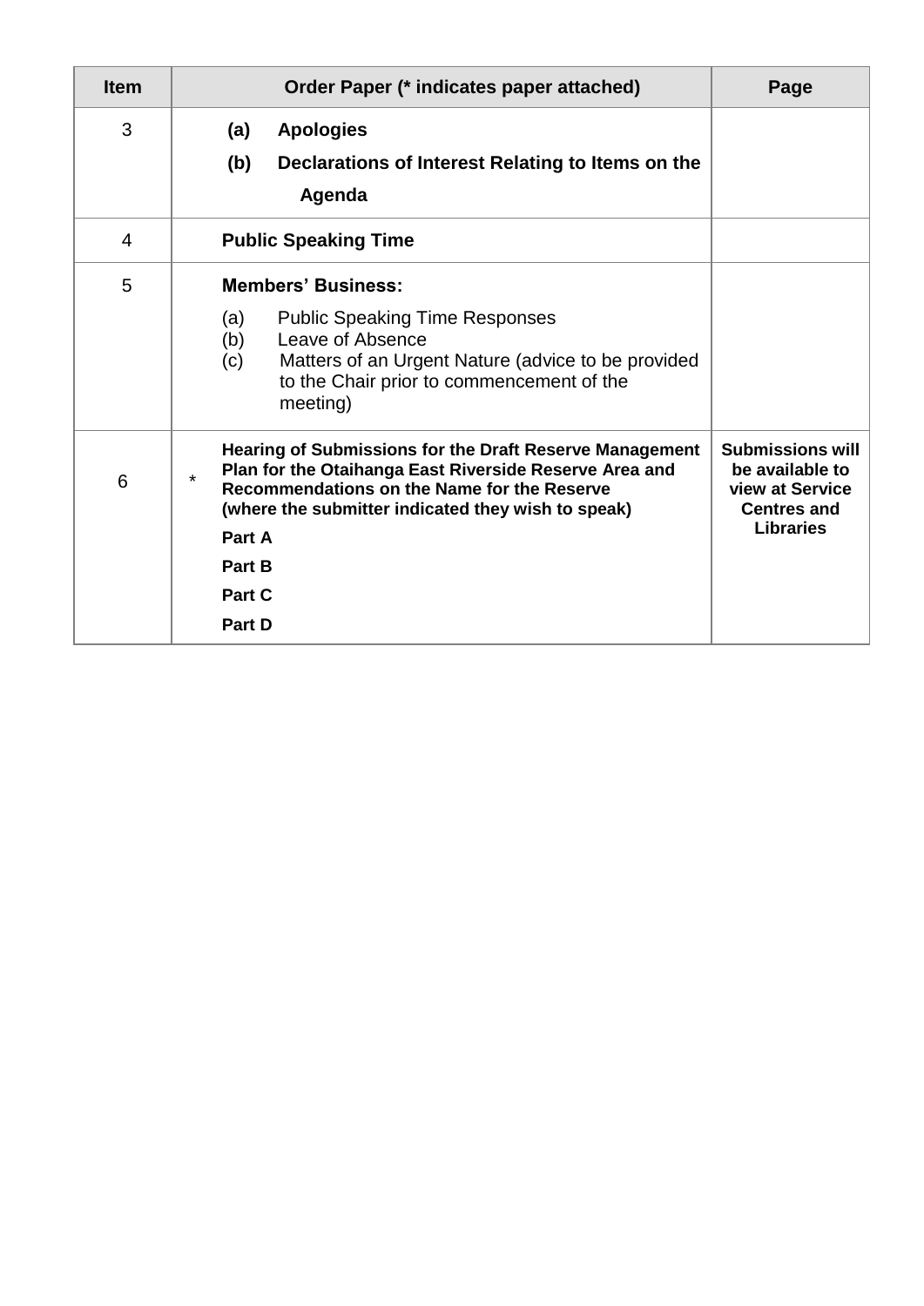| Item | Order Paper (* indicates paper attached) | Page |
|---|---|---|
| 3 | **(a) Apologies**<br>**(b) Declarations of Interest Relating to Items on the Agenda** | |
| 4 | **Public Speaking Time** | |
| 5 | **Members' Business:**<br>(a) Public Speaking Time Responses<br>(b) Leave of Absence<br>(c) Matters of an Urgent Nature (advice to be provided to the Chair prior to commencement of the meeting) | |
| 6 | * **Hearing of Submissions for the Draft Reserve Management Plan for the Otaihanga East Riverside Reserve Area and Recommendations on the Name for the Reserve (where the submitter indicated they wish to speak)**<br>**Part A**<br>**Part B**<br>**Part C**<br>**Part D** | **Submissions will be available to view at Service Centres and Libraries** |